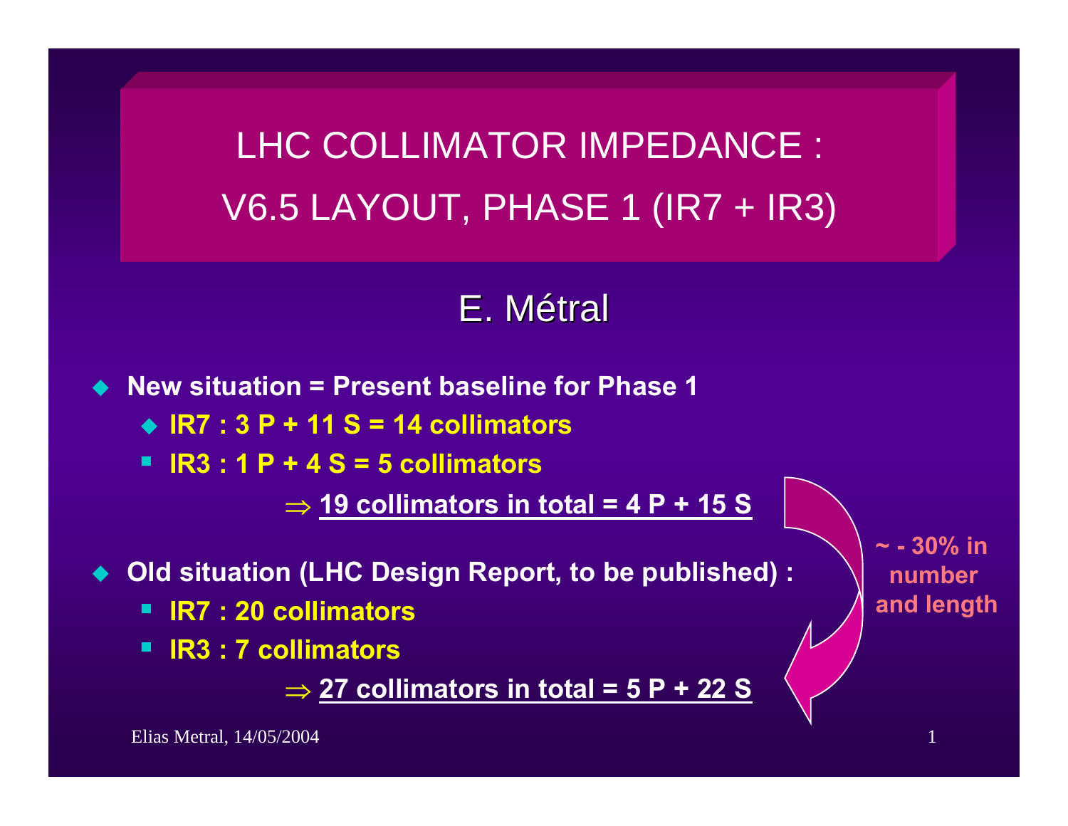# LHC COLLIMATOR IMPEDANCE : V6.5 LAYOUT, PHASE 1 (IR7 + IR3)

## E. Métral

- **New situation = Present baseline for Phase 1**
  - **IR7 : 3 P + 11 S = 14 collimators**
  - **IR3 : 1 P + 4 S = 5 collimators**

  $\Rightarrow$ **19 collimators in total = 4 P + 15 S**

- **Old situation (LHC Design Report, to be published) :**
  - **IR7 : 20 collimators**
  - **IR3 : 7 collimators**

  $\Rightarrow$ **27 collimators in total = 5 P + 22 S**

**~ - 30% in number and length**

Elias Metral, 14/05/2004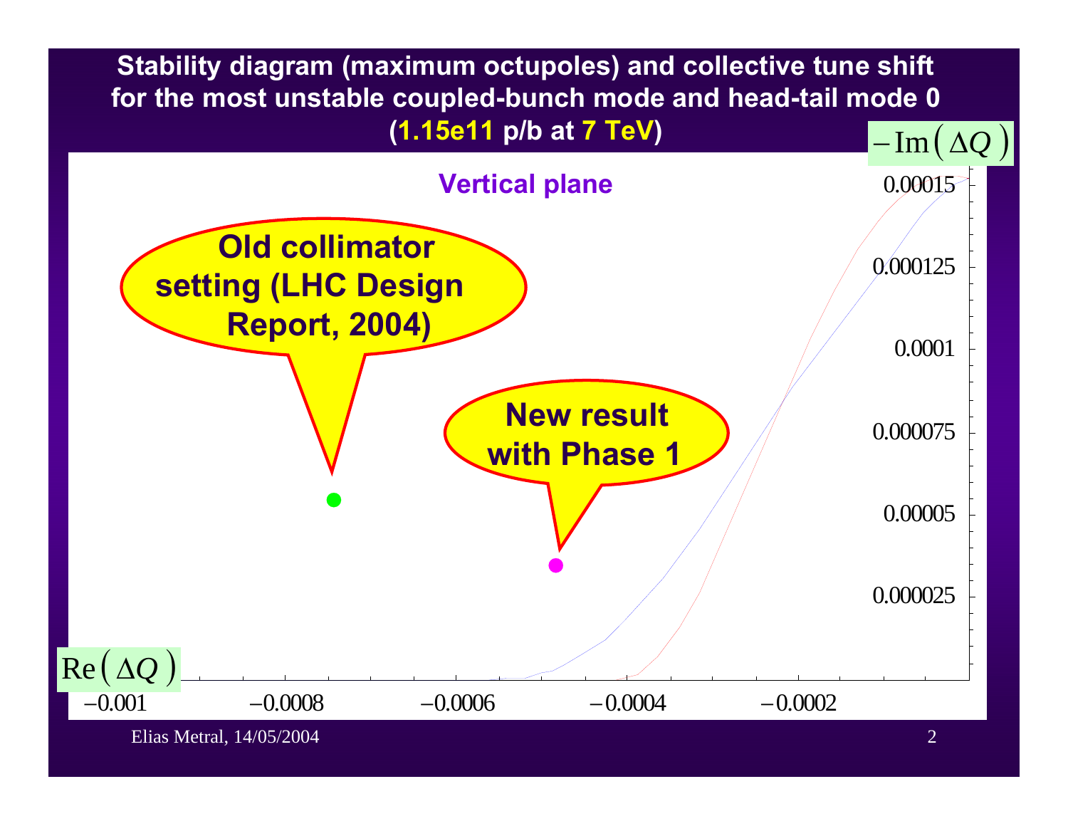# Stability diagram (maximum octupoles) and collective tune shift for the most unstable coupled-bunch mode and head-tail mode 0 (1.15e11 p/b at 7 TeV)

**Vertical plane**

- Old collimator setting (LHC Design Report, 2004)
- New result with Phase 1

$-\mathrm{Im}(\Delta Q)$: 0.000025, 0.00005, 0.000075, 0.0001, 0.000125, 0.00015

$\mathrm{Re}(\Delta Q)$: −0.001, −0.0008, −0.0006, −0.0004, −0.0002

Elias Metral, 14/05/2004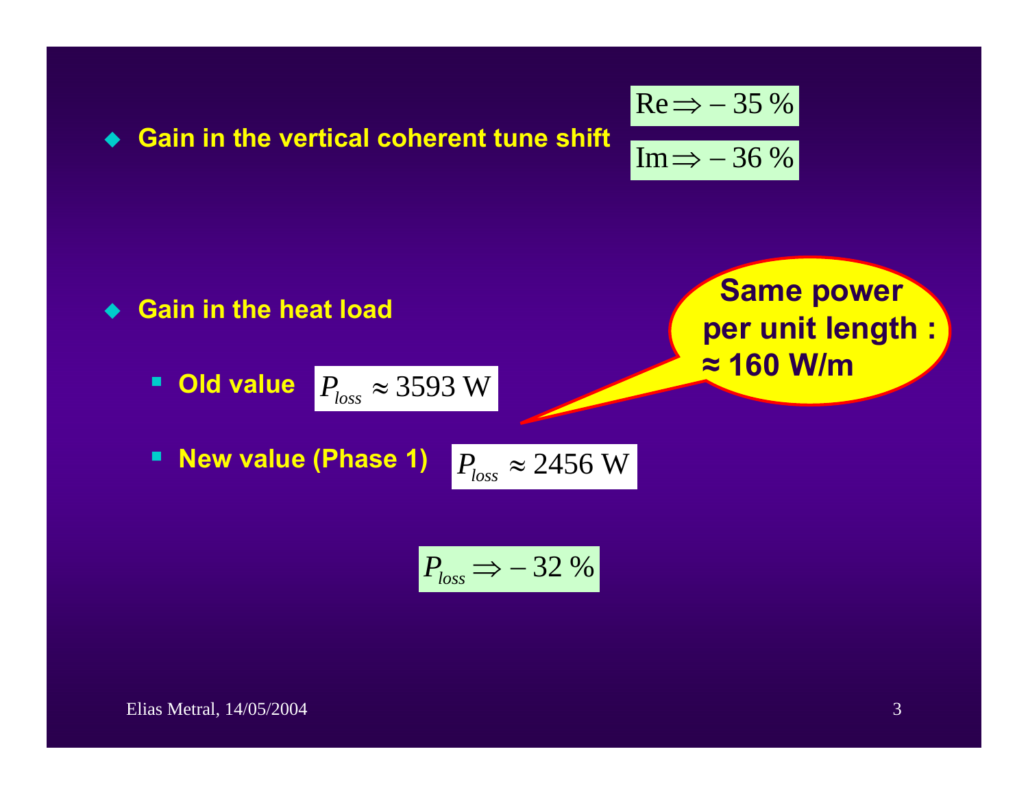- **Gain in the vertical coherent tune shift**

$$\text{Re} \Rightarrow -35\ \%$$

$$\text{Im} \Rightarrow -36\ \%$$

- **Gain in the heat load**

  - **Old value** $P_{loss} \approx 3593\ \text{W}$

  - **New value (Phase 1)** $P_{loss} \approx 2456\ \text{W}$

**Same power per unit length : ≈ 160 W/m**

$$P_{loss} \Rightarrow -32\ \%$$

Elias Metral, 14/05/2004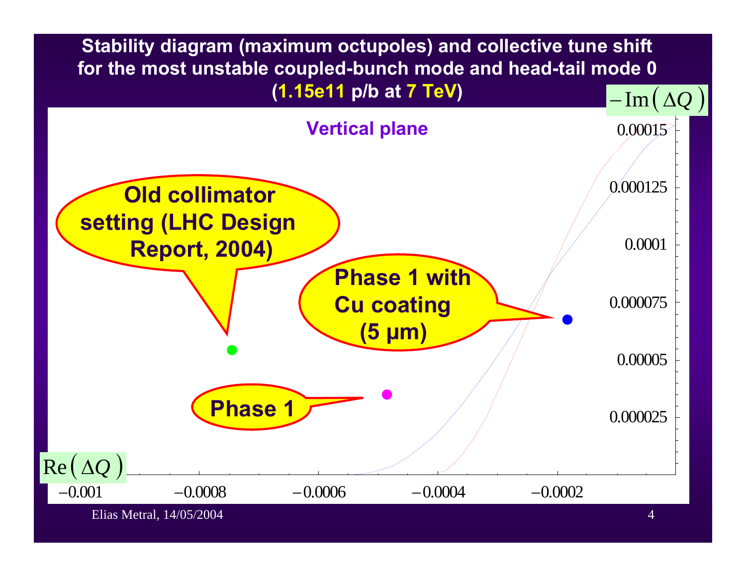# Stability diagram (maximum octupoles) and collective tune shift for the most unstable coupled-bunch mode and head-tail mode 0 (1.15e11 p/b at 7 TeV)

Vertical plane

$-\text{Im}(\Delta Q)$

0.00015

0.000125

0.0001

0.000075

0.00005

0.000025

$\text{Re}(\Delta Q)$

−0.001 −0.0008 −0.0006 −0.0004 −0.0002

Old collimator setting (LHC Design Report, 2004)

Phase 1 with Cu coating (5 µm)

Phase 1

Elias Metral, 14/05/2004